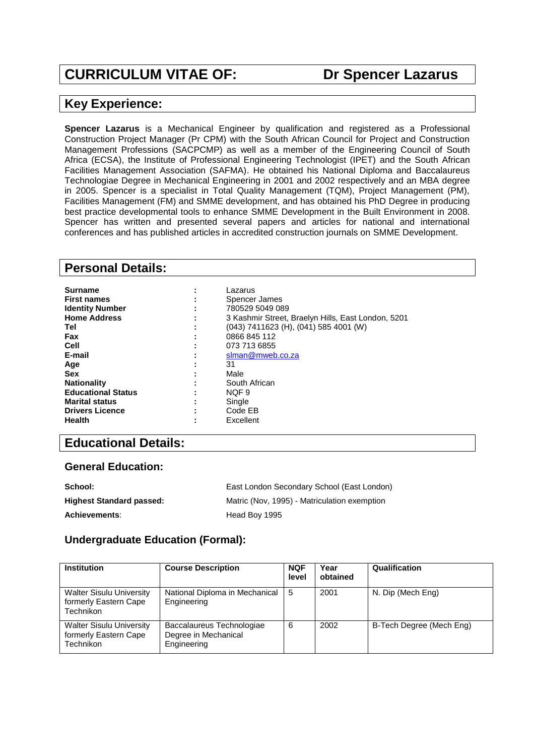# CURRICULUM VITAE OF: Dr Spencer Lazarus

## Key Experience:

**Spencer Lazarus** is a Mechanical Engineer by qualification and registered as a Professional Construction Project Manager (Pr CPM) with the South African Council for Project and Construction Management Professions (SACPCMP) as well as a member of the Engineering Council of South Africa (ECSA), the Institute of Professional Engineering Technologist (IPET) and the South African Facilities Management Association (SAFMA). He obtained his National Diploma and Baccalaureus Technologiae Degree in Mechanical Engineering in 2001 and 2002 respectively and an MBA degree in 2005. Spencer is a specialist in Total Quality Management (TQM), Project Management (PM), Facilities Management (FM) and SMME development, and has obtained his PhD Degree in producing best practice developmental tools to enhance SMME Development in the Built Environment in 2008. Spencer has written and presented several papers and articles for national and international conferences and has published articles in accredited construction journals on SMME Development.

## Personal Details:

| | | |
|---|---|---|
| **Surname** | : | Lazarus |
| **First names** | : | Spencer James |
| **Identity Number** | : | 780529 5049 089 |
| **Home Address** | : | 3 Kashmir Street, Braelyn Hills, East London, 5201 |
| **Tel** | : | (043) 7411623 (H), (041) 585 4001 (W) |
| **Fax** | : | 0866 845 112 |
| **Cell** | : | 073 713 6855 |
| **E-mail** | : | slman@mweb.co.za |
| **Age** | : | 31 |
| **Sex** | : | Male |
| **Nationality** | : | South African |
| **Educational Status** | : | NQF 9 |
| **Marital status** | : | Single |
| **Drivers Licence** | : | Code EB |
| **Health** | : | Excellent |

## Educational Details:

### General Education:

**School:** East London Secondary School (East London)

**Highest Standard passed:** Matric (Nov, 1995) - Matriculation exemption

**Achievements**: Head Boy 1995

### Undergraduate Education (Formal):

| Institution | Course Description | NQF level | Year obtained | Qualification |
|---|---|---|---|---|
| Walter Sisulu University formerly Eastern Cape Technikon | National Diploma in Mechanical Engineering | 5 | 2001 | N. Dip (Mech Eng) |
| Walter Sisulu University formerly Eastern Cape Technikon | Baccalaureus Technologiae Degree in Mechanical Engineering | 6 | 2002 | B-Tech Degree (Mech Eng) |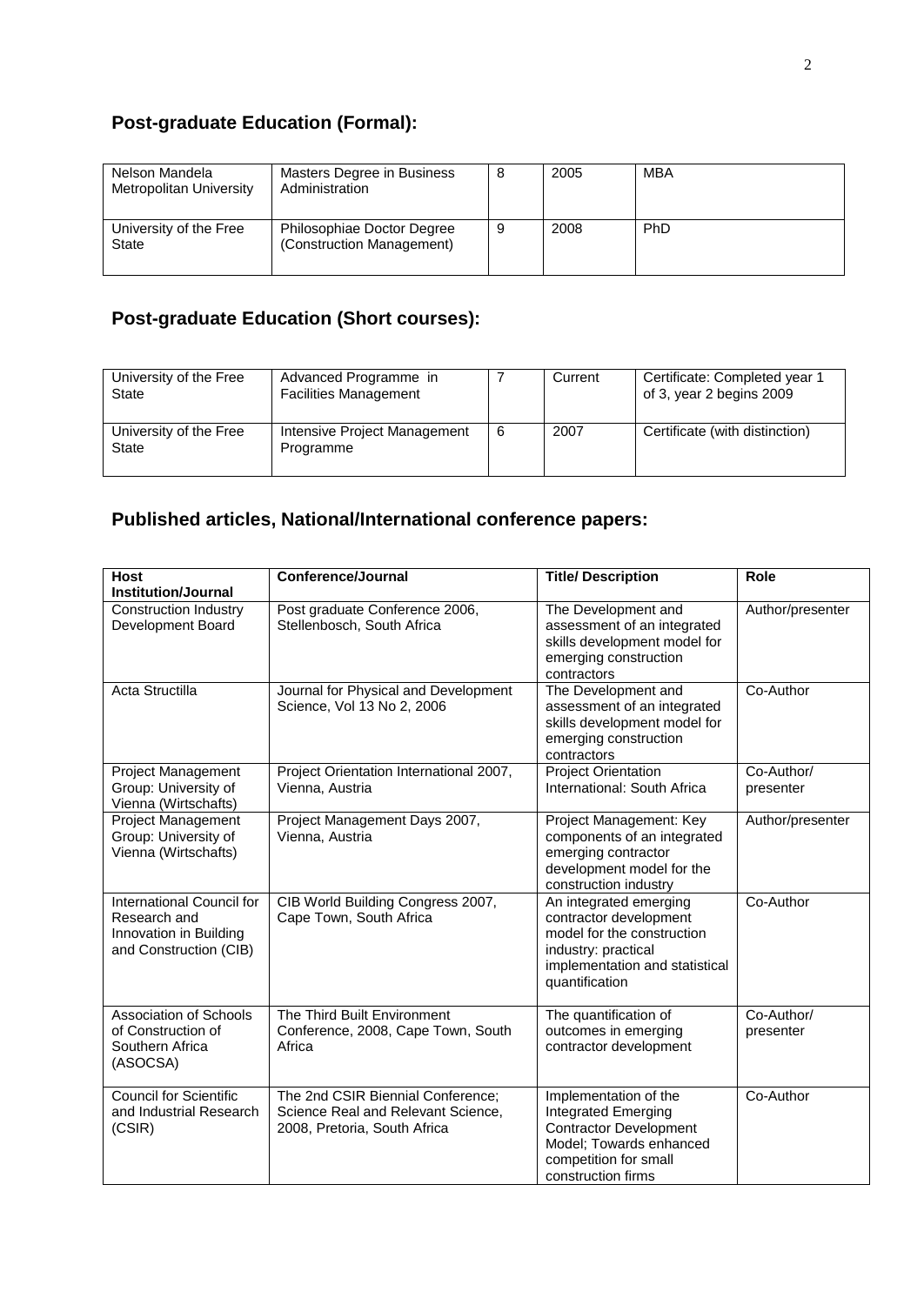## Post-graduate Education (Formal):

| | | | | |
|---|---|---|---|---|
| Nelson Mandela Metropolitan University | Masters Degree in Business Administration | 8 | 2005 | MBA |
| University of the Free State | Philosophiae Doctor Degree (Construction Management) | 9 | 2008 | PhD |

## Post-graduate Education (Short courses):

| | | | | |
|---|---|---|---|---|
| University of the Free State | Advanced Programme in Facilities Management | 7 | Current | Certificate: Completed year 1 of 3, year 2 begins 2009 |
| University of the Free State | Intensive Project Management Programme | 6 | 2007 | Certificate (with distinction) |

## Published articles, National/International conference papers:

| Host Institution/Journal | Conference/Journal | Title/ Description | Role |
|---|---|---|---|
| Construction Industry Development Board | Post graduate Conference 2006, Stellenbosch, South Africa | The Development and assessment of an integrated skills development model for emerging construction contractors | Author/presenter |
| Acta Structilla | Journal for Physical and Development Science, Vol 13 No 2, 2006 | The Development and assessment of an integrated skills development model for emerging construction contractors | Co-Author |
| Project Management Group: University of Vienna (Wirtschafts) | Project Orientation International 2007, Vienna, Austria | Project Orientation International: South Africa | Co-Author/ presenter |
| Project Management Group: University of Vienna (Wirtschafts) | Project Management Days 2007, Vienna, Austria | Project Management: Key components of an integrated emerging contractor development model for the construction industry | Author/presenter |
| International Council for Research and Innovation in Building and Construction (CIB) | CIB World Building Congress 2007, Cape Town, South Africa | An integrated emerging contractor development model for the construction industry: practical implementation and statistical quantification | Co-Author |
| Association of Schools of Construction of Southern Africa (ASOCSA) | The Third Built Environment Conference, 2008, Cape Town, South Africa | The quantification of outcomes in emerging contractor development | Co-Author/ presenter |
| Council for Scientific and Industrial Research (CSIR) | The 2nd CSIR Biennial Conference; Science Real and Relevant Science, 2008, Pretoria, South Africa | Implementation of the Integrated Emerging Contractor Development Model; Towards enhanced competition for small construction firms | Co-Author |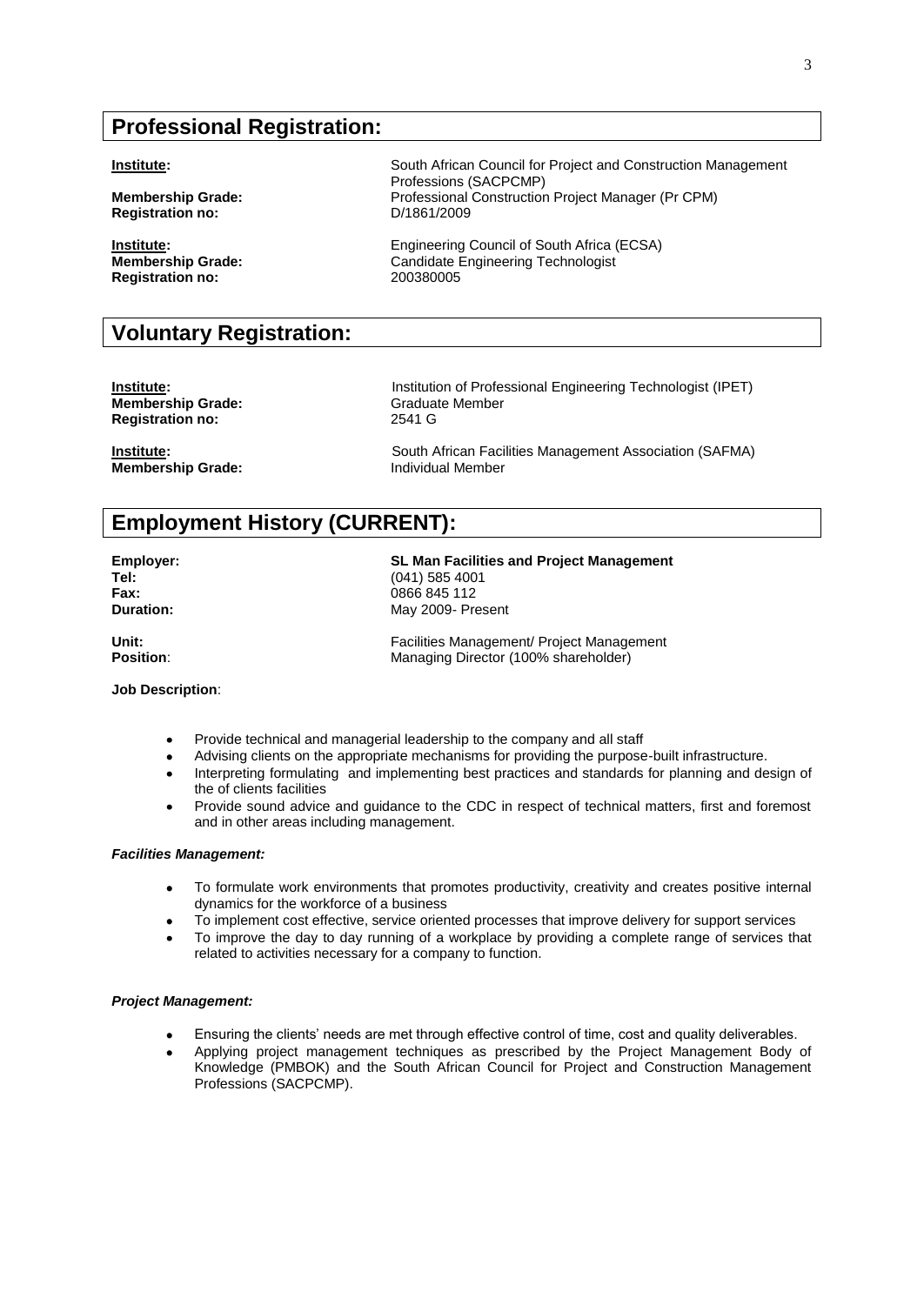## Professional Registration:

**Institute:** South African Council for Project and Construction Management Professions (SACPCMP)
**Membership Grade:** Professional Construction Project Manager (Pr CPM)
**Registration no:** D/1861/2009

**Institute:** Engineering Council of South Africa (ECSA)
**Membership Grade:** Candidate Engineering Technologist
**Registration no:** 200380005

## Voluntary Registration:

**Institute:** Institution of Professional Engineering Technologist (IPET)
**Membership Grade:** Graduate Member
**Registration no:** 2541 G

**Institute:** South African Facilities Management Association (SAFMA)
**Membership Grade:** Individual Member

## Employment History (CURRENT):

**Employer:** **SL Man Facilities and Project Management**
**Tel:** (041) 585 4001
**Fax:** 0866 845 112
**Duration:** May 2009- Present

**Unit:** Facilities Management/ Project Management
**Position**: Managing Director (100% shareholder)

**Job Description**:

- Provide technical and managerial leadership to the company and all staff
- Advising clients on the appropriate mechanisms for providing the purpose-built infrastructure.
- Interpreting formulating and implementing best practices and standards for planning and design of the of clients facilities
- Provide sound advice and guidance to the CDC in respect of technical matters, first and foremost and in other areas including management.

***Facilities Management:***

- To formulate work environments that promotes productivity, creativity and creates positive internal dynamics for the workforce of a business
- To implement cost effective, service oriented processes that improve delivery for support services
- To improve the day to day running of a workplace by providing a complete range of services that related to activities necessary for a company to function.

***Project Management:***

- Ensuring the clients' needs are met through effective control of time, cost and quality deliverables.
- Applying project management techniques as prescribed by the Project Management Body of Knowledge (PMBOK) and the South African Council for Project and Construction Management Professions (SACPCMP).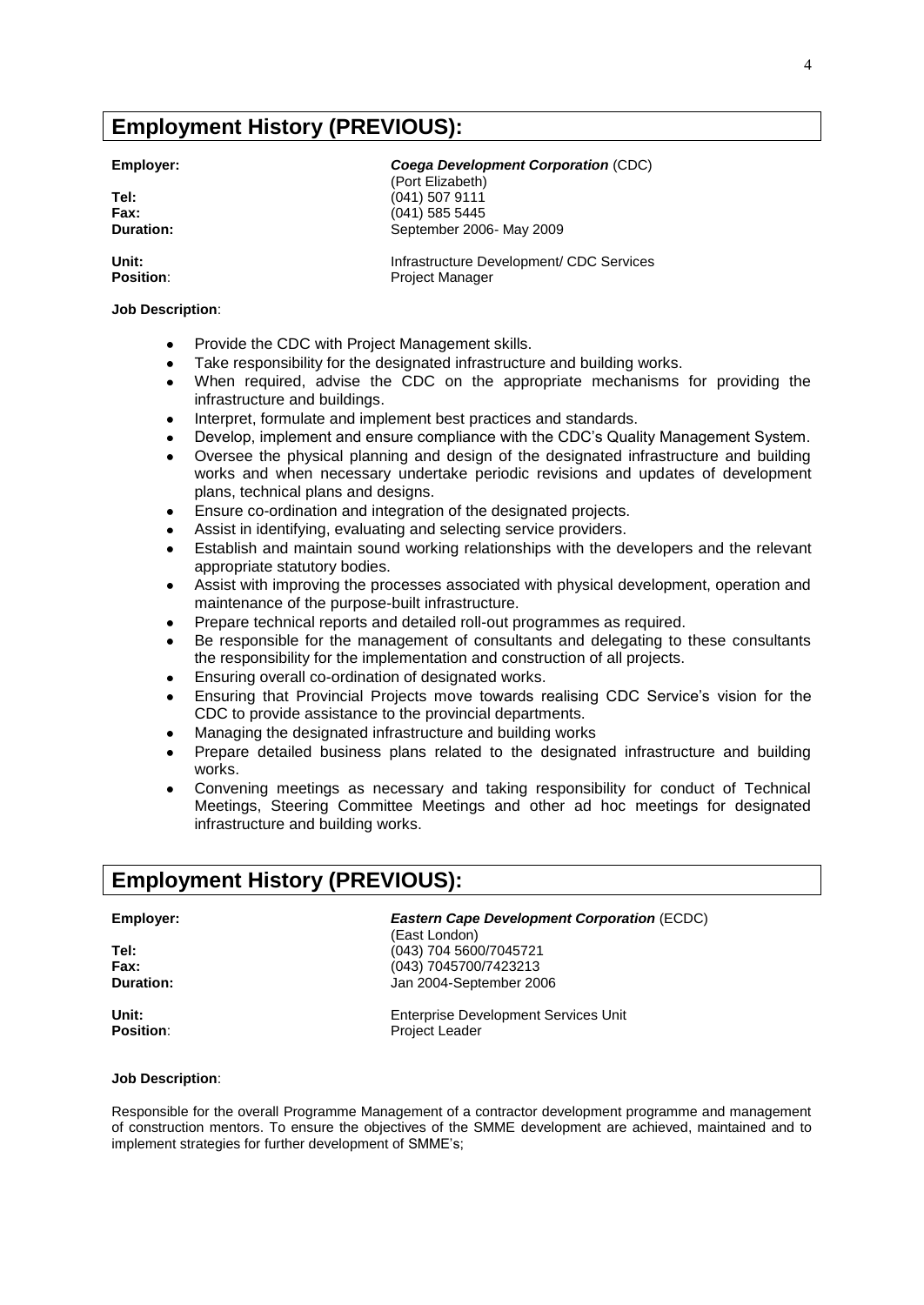## Employment History (PREVIOUS):

| | |
|---|---|
| **Employer:** | ***Coega Development Corporation*** (CDC) (Port Elizabeth) |
| **Tel:** | (041) 507 9111 |
| **Fax:** | (041) 585 5445 |
| **Duration:** | September 2006- May 2009 |
| **Unit:** | Infrastructure Development/ CDC Services |
| **Position**: | Project Manager |

**Job Description**:

- Provide the CDC with Project Management skills.
- Take responsibility for the designated infrastructure and building works.
- When required, advise the CDC on the appropriate mechanisms for providing the infrastructure and buildings.
- Interpret, formulate and implement best practices and standards.
- Develop, implement and ensure compliance with the CDC's Quality Management System.
- Oversee the physical planning and design of the designated infrastructure and building works and when necessary undertake periodic revisions and updates of development plans, technical plans and designs.
- Ensure co-ordination and integration of the designated projects.
- Assist in identifying, evaluating and selecting service providers.
- Establish and maintain sound working relationships with the developers and the relevant appropriate statutory bodies.
- Assist with improving the processes associated with physical development, operation and maintenance of the purpose-built infrastructure.
- Prepare technical reports and detailed roll-out programmes as required.
- Be responsible for the management of consultants and delegating to these consultants the responsibility for the implementation and construction of all projects.
- Ensuring overall co-ordination of designated works.
- Ensuring that Provincial Projects move towards realising CDC Service's vision for the CDC to provide assistance to the provincial departments.
- Managing the designated infrastructure and building works
- Prepare detailed business plans related to the designated infrastructure and building works.
- Convening meetings as necessary and taking responsibility for conduct of Technical Meetings, Steering Committee Meetings and other ad hoc meetings for designated infrastructure and building works.

## Employment History (PREVIOUS):

| | |
|---|---|
| **Employer:** | ***Eastern Cape Development Corporation*** (ECDC) (East London) |
| **Tel:** | (043) 704 5600/7045721 |
| **Fax:** | (043) 7045700/7423213 |
| **Duration:** | Jan 2004-September 2006 |
| **Unit:** | Enterprise Development Services Unit |
| **Position**: | Project Leader |

**Job Description**:

Responsible for the overall Programme Management of a contractor development programme and management of construction mentors. To ensure the objectives of the SMME development are achieved, maintained and to implement strategies for further development of SMME's;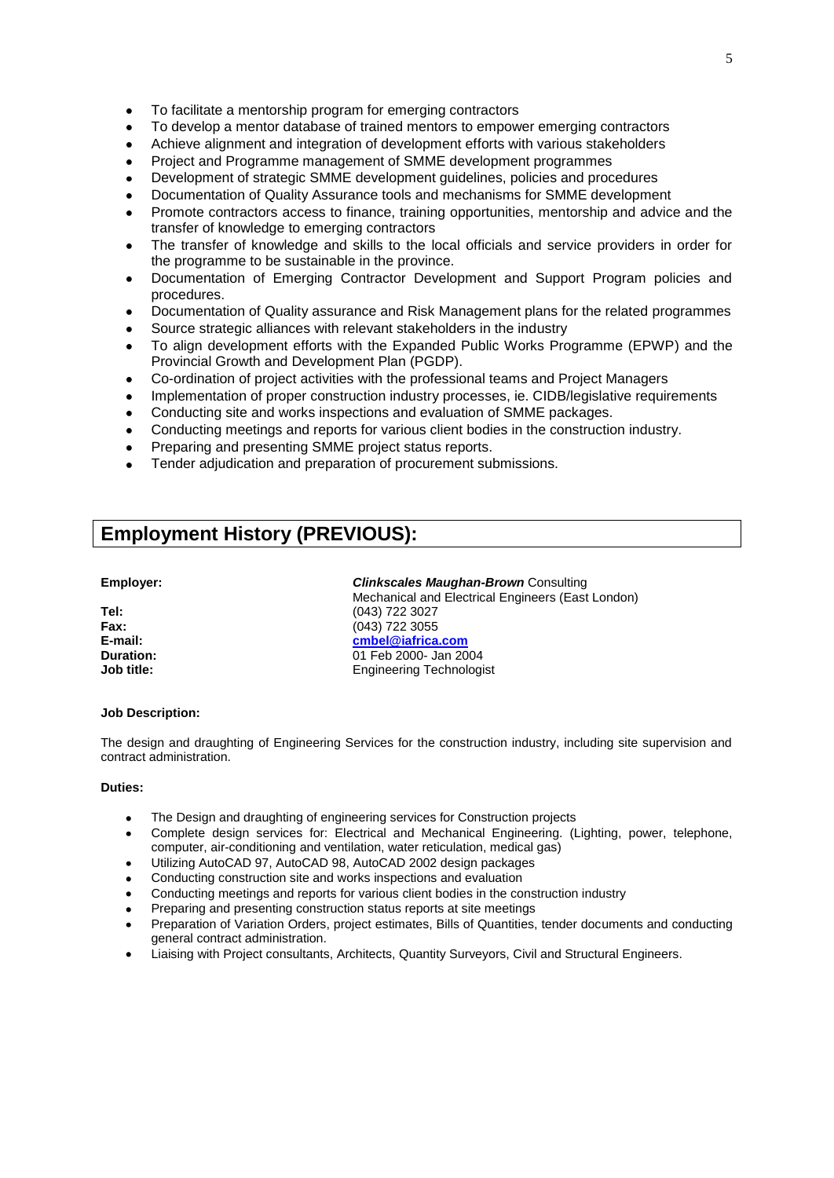- To facilitate a mentorship program for emerging contractors
- To develop a mentor database of trained mentors to empower emerging contractors
- Achieve alignment and integration of development efforts with various stakeholders
- Project and Programme management of SMME development programmes
- Development of strategic SMME development guidelines, policies and procedures
- Documentation of Quality Assurance tools and mechanisms for SMME development
- Promote contractors access to finance, training opportunities, mentorship and advice and the transfer of knowledge to emerging contractors
- The transfer of knowledge and skills to the local officials and service providers in order for the programme to be sustainable in the province.
- Documentation of Emerging Contractor Development and Support Program policies and procedures.
- Documentation of Quality assurance and Risk Management plans for the related programmes
- Source strategic alliances with relevant stakeholders in the industry
- To align development efforts with the Expanded Public Works Programme (EPWP) and the Provincial Growth and Development Plan (PGDP).
- Co-ordination of project activities with the professional teams and Project Managers
- Implementation of proper construction industry processes, ie. CIDB/legislative requirements
- Conducting site and works inspections and evaluation of SMME packages.
- Conducting meetings and reports for various client bodies in the construction industry.
- Preparing and presenting SMME project status reports.
- Tender adjudication and preparation of procurement submissions.

## Employment History (PREVIOUS):

| | |
|---|---|
| **Employer:** | ***Clinkscales Maughan-Brown*** Consulting Mechanical and Electrical Engineers (East London) |
| **Tel:** | (043) 722 3027 |
| **Fax:** | (043) 722 3055 |
| **E-mail:** | **cmbel@iafrica.com** |
| **Duration:** | 01 Feb 2000- Jan 2004 |
| **Job title:** | Engineering Technologist |

**Job Description:**

The design and draughting of Engineering Services for the construction industry, including site supervision and contract administration.

**Duties:**

- The Design and draughting of engineering services for Construction projects
- Complete design services for: Electrical and Mechanical Engineering. (Lighting, power, telephone, computer, air-conditioning and ventilation, water reticulation, medical gas)
- Utilizing AutoCAD 97, AutoCAD 98, AutoCAD 2002 design packages
- Conducting construction site and works inspections and evaluation
- Conducting meetings and reports for various client bodies in the construction industry
- Preparing and presenting construction status reports at site meetings
- Preparation of Variation Orders, project estimates, Bills of Quantities, tender documents and conducting general contract administration.
- Liaising with Project consultants, Architects, Quantity Surveyors, Civil and Structural Engineers.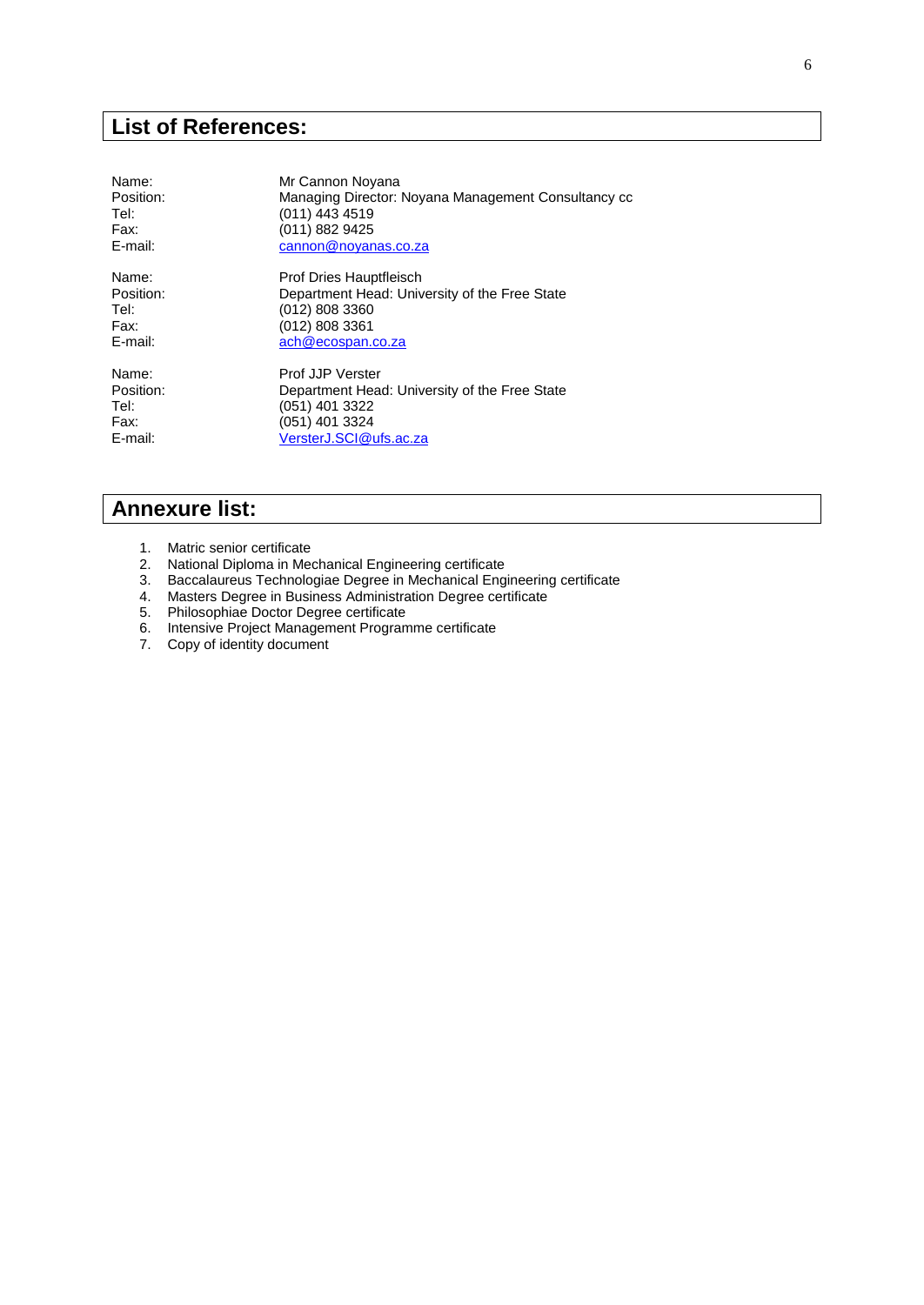## List of References:

| | |
|---|---|
| Name: | Mr Cannon Noyana |
| Position: | Managing Director: Noyana Management Consultancy cc |
| Tel: | (011) 443 4519 |
| Fax: | (011) 882 9425 |
| E-mail: | cannon@noyanas.co.za |

| | |
|---|---|
| Name: | Prof Dries Hauptfleisch |
| Position: | Department Head: University of the Free State |
| Tel: | (012) 808 3360 |
| Fax: | (012) 808 3361 |
| E-mail: | ach@ecospan.co.za |

| | |
|---|---|
| Name: | Prof JJP Verster |
| Position: | Department Head: University of the Free State |
| Tel: | (051) 401 3322 |
| Fax: | (051) 401 3324 |
| E-mail: | VersterJ.SCI@ufs.ac.za |

## Annexure list:

1. Matric senior certificate
2. National Diploma in Mechanical Engineering certificate
3. Baccalaureus Technologiae Degree in Mechanical Engineering certificate
4. Masters Degree in Business Administration Degree certificate
5. Philosophiae Doctor Degree certificate
6. Intensive Project Management Programme certificate
7. Copy of identity document